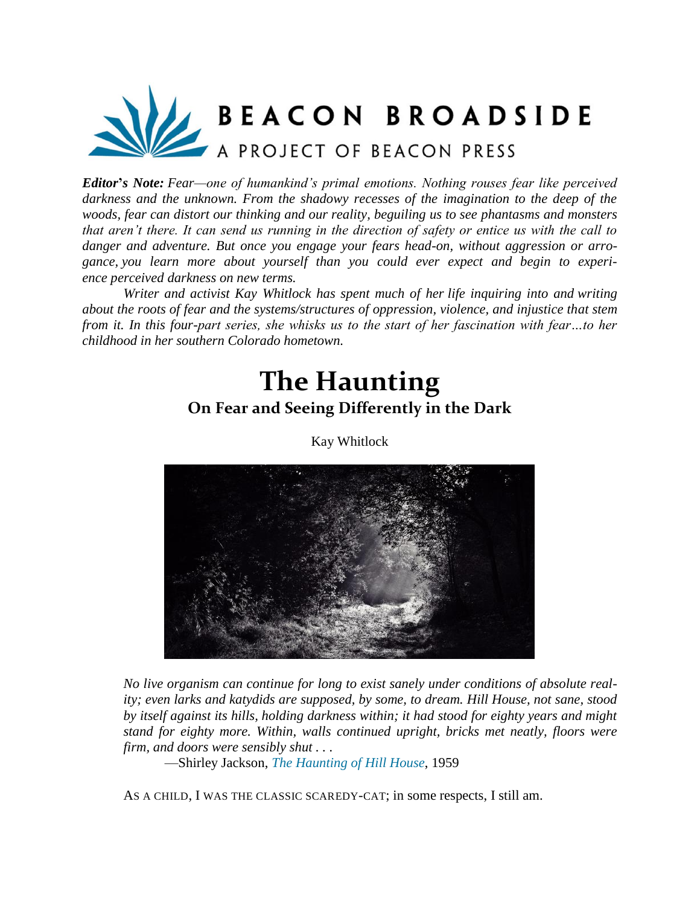# BEACON BROADSIDE

A PROJECT OF BEACON PRESS

***Editor's Note:*** *Fear—one of humankind's primal emotions. Nothing rouses fear like perceived darkness and the unknown. From the shadowy recesses of the imagination to the deep of the woods, fear can distort our thinking and our reality, beguiling us to see phantasms and monsters that aren't there. It can send us running in the direction of safety or entice us with the call to danger and adventure. But once you engage your fears head-on, without aggression or arrogance, you learn more about yourself than you could ever expect and begin to experience perceived darkness on new terms.*

*Writer and activist Kay Whitlock has spent much of her life inquiring into and writing about the roots of fear and the systems/structures of oppression, violence, and injustice that stem from it. In this four-part series, she whisks us to the start of her fascination with fear…to her childhood in her southern Colorado hometown.*

# The Haunting

## On Fear and Seeing Differently in the Dark

Kay Whitlock

*No live organism can continue for long to exist sanely under conditions of absolute reality; even larks and katydids are supposed, by some, to dream. Hill House, not sane, stood by itself against its hills, holding darkness within; it had stood for eighty years and might stand for eighty more. Within, walls continued upright, bricks met neatly, floors were firm, and doors were sensibly shut . . .*

—Shirley Jackson, *The Haunting of Hill House*, 1959

AS A CHILD, I WAS THE CLASSIC SCAREDY-CAT; in some respects, I still am.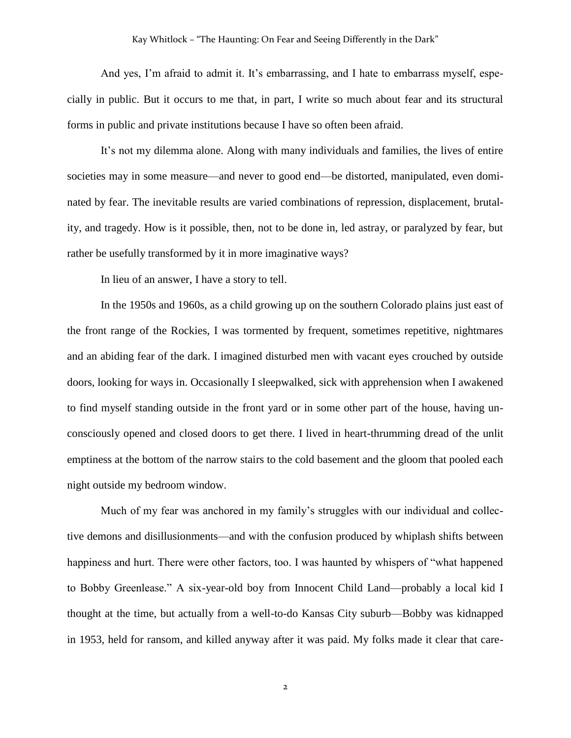And yes, I'm afraid to admit it. It's embarrassing, and I hate to embarrass myself, especially in public. But it occurs to me that, in part, I write so much about fear and its structural forms in public and private institutions because I have so often been afraid.

It's not my dilemma alone. Along with many individuals and families, the lives of entire societies may in some measure—and never to good end—be distorted, manipulated, even dominated by fear. The inevitable results are varied combinations of repression, displacement, brutality, and tragedy. How is it possible, then, not to be done in, led astray, or paralyzed by fear, but rather be usefully transformed by it in more imaginative ways?

In lieu of an answer, I have a story to tell.

In the 1950s and 1960s, as a child growing up on the southern Colorado plains just east of the front range of the Rockies, I was tormented by frequent, sometimes repetitive, nightmares and an abiding fear of the dark. I imagined disturbed men with vacant eyes crouched by outside doors, looking for ways in. Occasionally I sleepwalked, sick with apprehension when I awakened to find myself standing outside in the front yard or in some other part of the house, having unconsciously opened and closed doors to get there. I lived in heart-thrumming dread of the unlit emptiness at the bottom of the narrow stairs to the cold basement and the gloom that pooled each night outside my bedroom window.

Much of my fear was anchored in my family's struggles with our individual and collective demons and disillusionments—and with the confusion produced by whiplash shifts between happiness and hurt. There were other factors, too. I was haunted by whispers of "what happened to Bobby Greenlease." A six-year-old boy from Innocent Child Land—probably a local kid I thought at the time, but actually from a well-to-do Kansas City suburb—Bobby was kidnapped in 1953, held for ransom, and killed anyway after it was paid. My folks made it clear that care-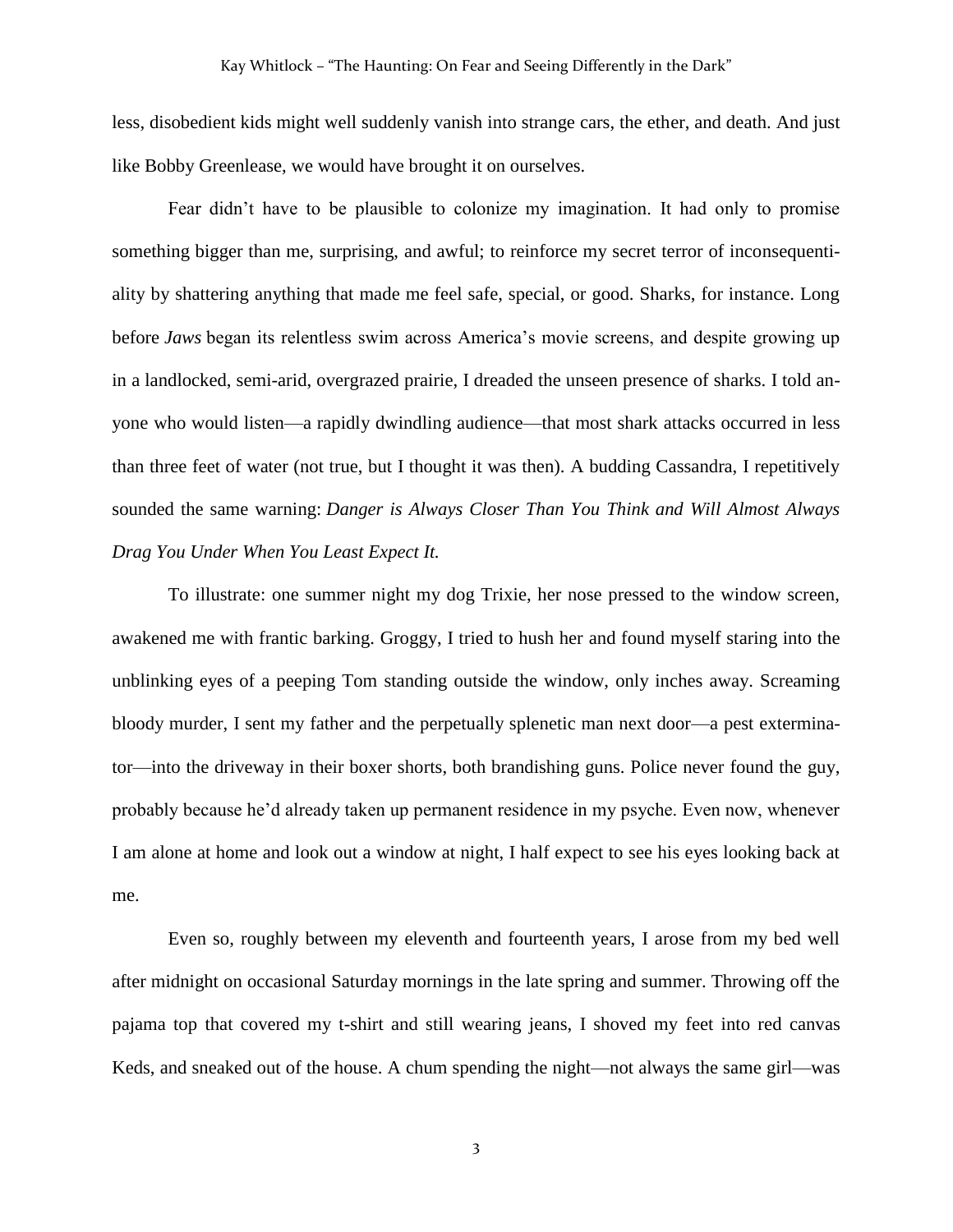less, disobedient kids might well suddenly vanish into strange cars, the ether, and death. And just like Bobby Greenlease, we would have brought it on ourselves.

Fear didn't have to be plausible to colonize my imagination. It had only to promise something bigger than me, surprising, and awful; to reinforce my secret terror of inconsequentiality by shattering anything that made me feel safe, special, or good. Sharks, for instance. Long before *Jaws* began its relentless swim across America's movie screens, and despite growing up in a landlocked, semi-arid, overgrazed prairie, I dreaded the unseen presence of sharks. I told anyone who would listen—a rapidly dwindling audience—that most shark attacks occurred in less than three feet of water (not true, but I thought it was then). A budding Cassandra, I repetitively sounded the same warning: *Danger is Always Closer Than You Think and Will Almost Always Drag You Under When You Least Expect It.*

To illustrate: one summer night my dog Trixie, her nose pressed to the window screen, awakened me with frantic barking. Groggy, I tried to hush her and found myself staring into the unblinking eyes of a peeping Tom standing outside the window, only inches away. Screaming bloody murder, I sent my father and the perpetually splenetic man next door—a pest exterminator—into the driveway in their boxer shorts, both brandishing guns. Police never found the guy, probably because he'd already taken up permanent residence in my psyche. Even now, whenever I am alone at home and look out a window at night, I half expect to see his eyes looking back at me.

Even so, roughly between my eleventh and fourteenth years, I arose from my bed well after midnight on occasional Saturday mornings in the late spring and summer. Throwing off the pajama top that covered my t-shirt and still wearing jeans, I shoved my feet into red canvas Keds, and sneaked out of the house. A chum spending the night—not always the same girl—was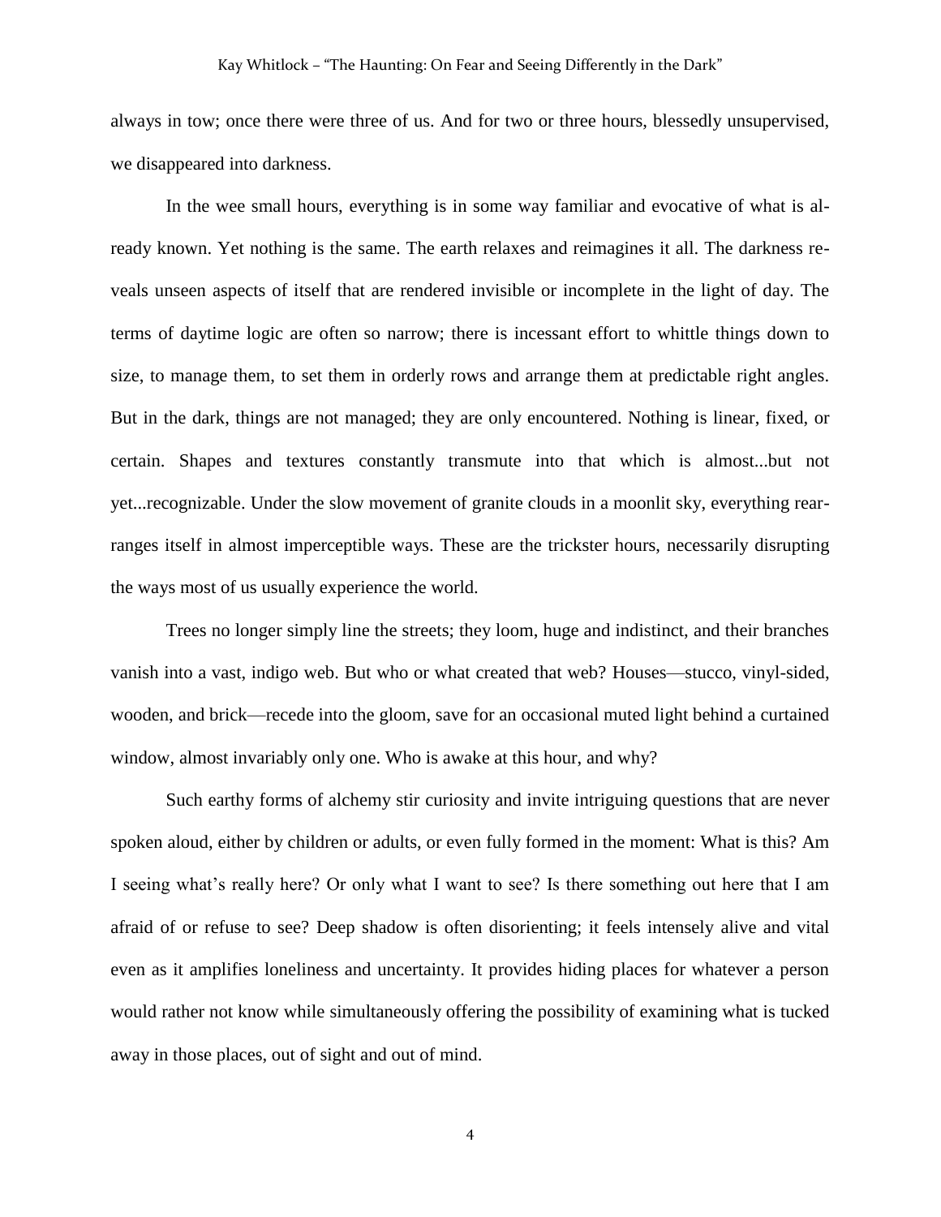always in tow; once there were three of us. And for two or three hours, blessedly unsupervised, we disappeared into darkness.

In the wee small hours, everything is in some way familiar and evocative of what is already known. Yet nothing is the same. The earth relaxes and reimagines it all. The darkness reveals unseen aspects of itself that are rendered invisible or incomplete in the light of day. The terms of daytime logic are often so narrow; there is incessant effort to whittle things down to size, to manage them, to set them in orderly rows and arrange them at predictable right angles. But in the dark, things are not managed; they are only encountered. Nothing is linear, fixed, or certain. Shapes and textures constantly transmute into that which is almost...but not yet...recognizable. Under the slow movement of granite clouds in a moonlit sky, everything rearranges itself in almost imperceptible ways. These are the trickster hours, necessarily disrupting the ways most of us usually experience the world.

Trees no longer simply line the streets; they loom, huge and indistinct, and their branches vanish into a vast, indigo web. But who or what created that web? Houses—stucco, vinyl-sided, wooden, and brick—recede into the gloom, save for an occasional muted light behind a curtained window, almost invariably only one. Who is awake at this hour, and why?

Such earthy forms of alchemy stir curiosity and invite intriguing questions that are never spoken aloud, either by children or adults, or even fully formed in the moment: What is this? Am I seeing what's really here? Or only what I want to see? Is there something out here that I am afraid of or refuse to see? Deep shadow is often disorienting; it feels intensely alive and vital even as it amplifies loneliness and uncertainty. It provides hiding places for whatever a person would rather not know while simultaneously offering the possibility of examining what is tucked away in those places, out of sight and out of mind.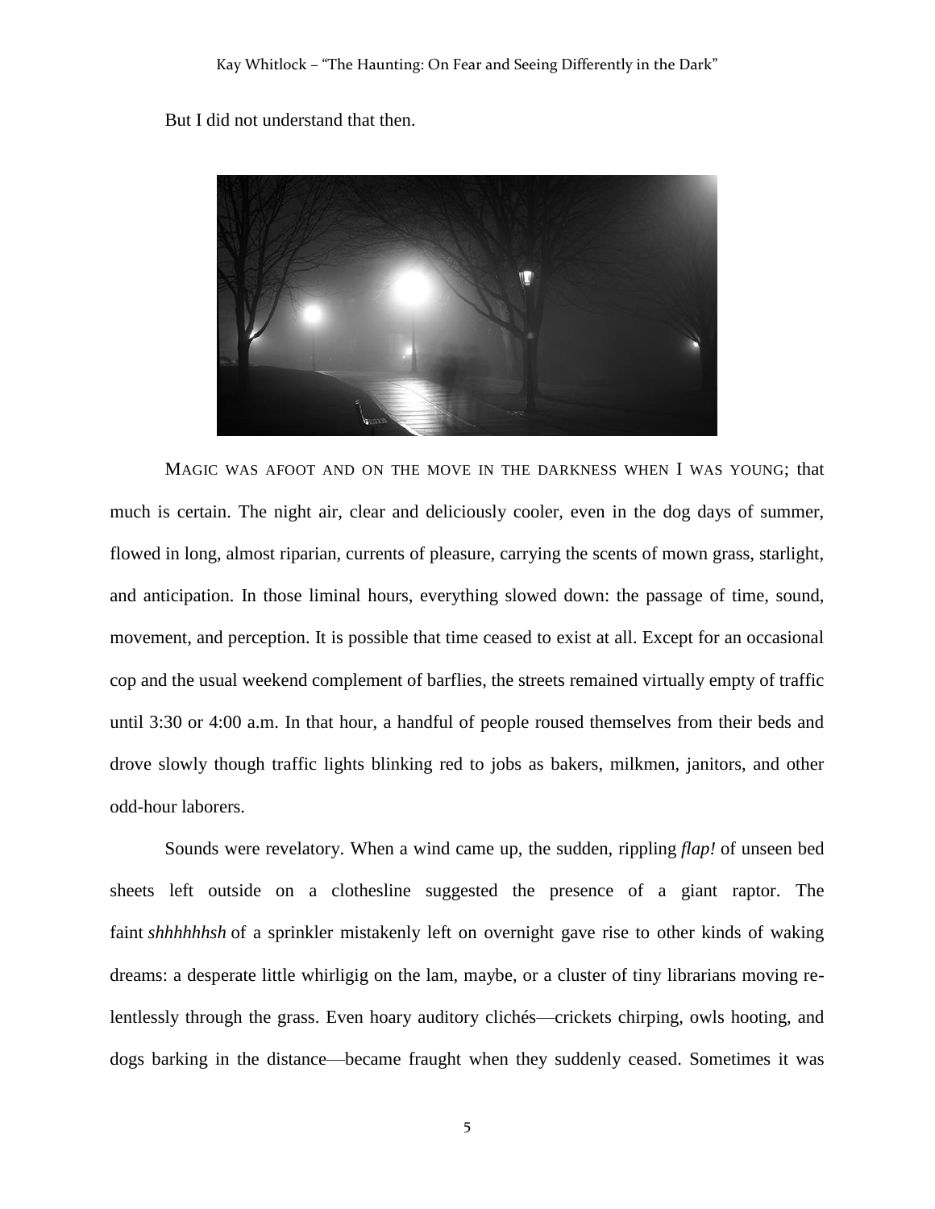But I did not understand that then.

MAGIC WAS AFOOT AND ON THE MOVE IN THE DARKNESS WHEN I WAS YOUNG; that much is certain. The night air, clear and deliciously cooler, even in the dog days of summer, flowed in long, almost riparian, currents of pleasure, carrying the scents of mown grass, starlight, and anticipation. In those liminal hours, everything slowed down: the passage of time, sound, movement, and perception. It is possible that time ceased to exist at all. Except for an occasional cop and the usual weekend complement of barflies, the streets remained virtually empty of traffic until 3:30 or 4:00 a.m. In that hour, a handful of people roused themselves from their beds and drove slowly though traffic lights blinking red to jobs as bakers, milkmen, janitors, and other odd-hour laborers.

Sounds were revelatory. When a wind came up, the sudden, rippling *flap!* of unseen bed sheets left outside on a clothesline suggested the presence of a giant raptor. The faint *shhhhhhsh* of a sprinkler mistakenly left on overnight gave rise to other kinds of waking dreams: a desperate little whirligig on the lam, maybe, or a cluster of tiny librarians moving relentlessly through the grass. Even hoary auditory clichés—crickets chirping, owls hooting, and dogs barking in the distance—became fraught when they suddenly ceased. Sometimes it was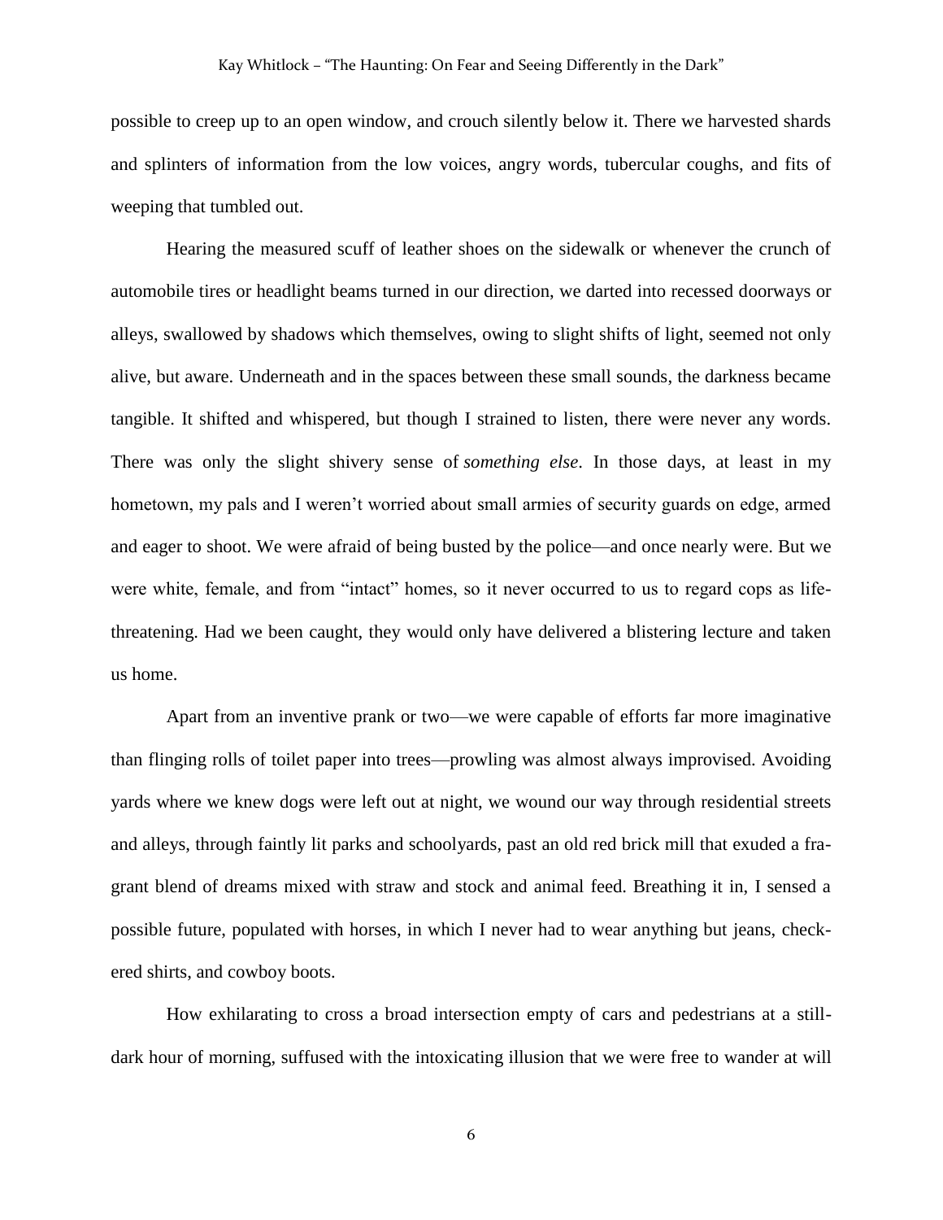possible to creep up to an open window, and crouch silently below it. There we harvested shards and splinters of information from the low voices, angry words, tubercular coughs, and fits of weeping that tumbled out.

Hearing the measured scuff of leather shoes on the sidewalk or whenever the crunch of automobile tires or headlight beams turned in our direction, we darted into recessed doorways or alleys, swallowed by shadows which themselves, owing to slight shifts of light, seemed not only alive, but aware. Underneath and in the spaces between these small sounds, the darkness became tangible. It shifted and whispered, but though I strained to listen, there were never any words. There was only the slight shivery sense of *something else*. In those days, at least in my hometown, my pals and I weren't worried about small armies of security guards on edge, armed and eager to shoot. We were afraid of being busted by the police—and once nearly were. But we were white, female, and from "intact" homes, so it never occurred to us to regard cops as life-threatening. Had we been caught, they would only have delivered a blistering lecture and taken us home.

Apart from an inventive prank or two—we were capable of efforts far more imaginative than flinging rolls of toilet paper into trees—prowling was almost always improvised. Avoiding yards where we knew dogs were left out at night, we wound our way through residential streets and alleys, through faintly lit parks and schoolyards, past an old red brick mill that exuded a fragrant blend of dreams mixed with straw and stock and animal feed. Breathing it in, I sensed a possible future, populated with horses, in which I never had to wear anything but jeans, checkered shirts, and cowboy boots.

How exhilarating to cross a broad intersection empty of cars and pedestrians at a still-dark hour of morning, suffused with the intoxicating illusion that we were free to wander at will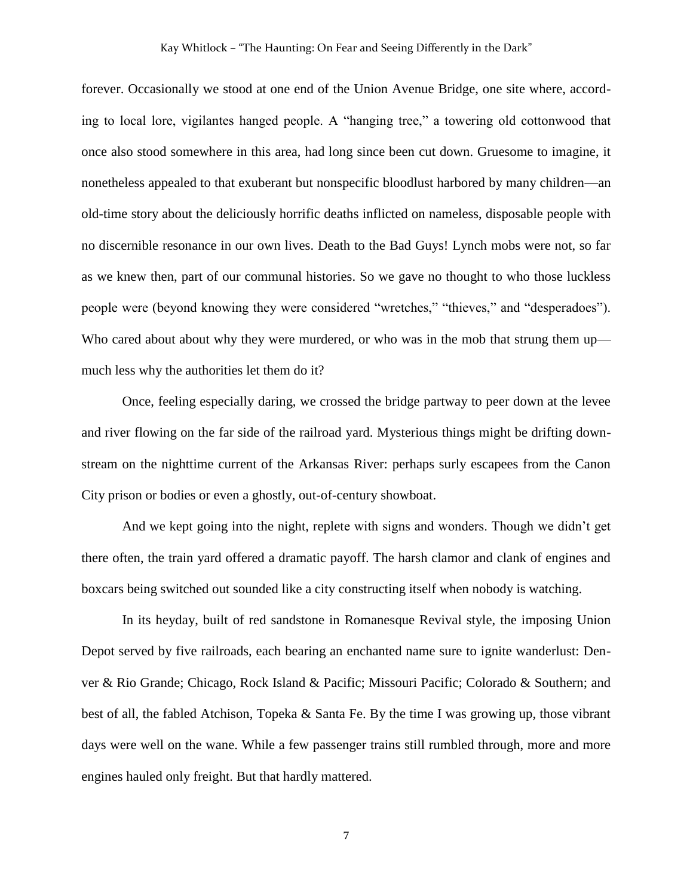forever. Occasionally we stood at one end of the Union Avenue Bridge, one site where, according to local lore, vigilantes hanged people. A "hanging tree," a towering old cottonwood that once also stood somewhere in this area, had long since been cut down. Gruesome to imagine, it nonetheless appealed to that exuberant but nonspecific bloodlust harbored by many children—an old-time story about the deliciously horrific deaths inflicted on nameless, disposable people with no discernible resonance in our own lives. Death to the Bad Guys! Lynch mobs were not, so far as we knew then, part of our communal histories. So we gave no thought to who those luckless people were (beyond knowing they were considered "wretches," "thieves," and "desperadoes"). Who cared about about why they were murdered, or who was in the mob that strung them up—much less why the authorities let them do it?

Once, feeling especially daring, we crossed the bridge partway to peer down at the levee and river flowing on the far side of the railroad yard. Mysterious things might be drifting downstream on the nighttime current of the Arkansas River: perhaps surly escapees from the Canon City prison or bodies or even a ghostly, out-of-century showboat.

And we kept going into the night, replete with signs and wonders. Though we didn't get there often, the train yard offered a dramatic payoff. The harsh clamor and clank of engines and boxcars being switched out sounded like a city constructing itself when nobody is watching.

In its heyday, built of red sandstone in Romanesque Revival style, the imposing Union Depot served by five railroads, each bearing an enchanted name sure to ignite wanderlust: Denver & Rio Grande; Chicago, Rock Island & Pacific; Missouri Pacific; Colorado & Southern; and best of all, the fabled Atchison, Topeka & Santa Fe. By the time I was growing up, those vibrant days were well on the wane. While a few passenger trains still rumbled through, more and more engines hauled only freight. But that hardly mattered.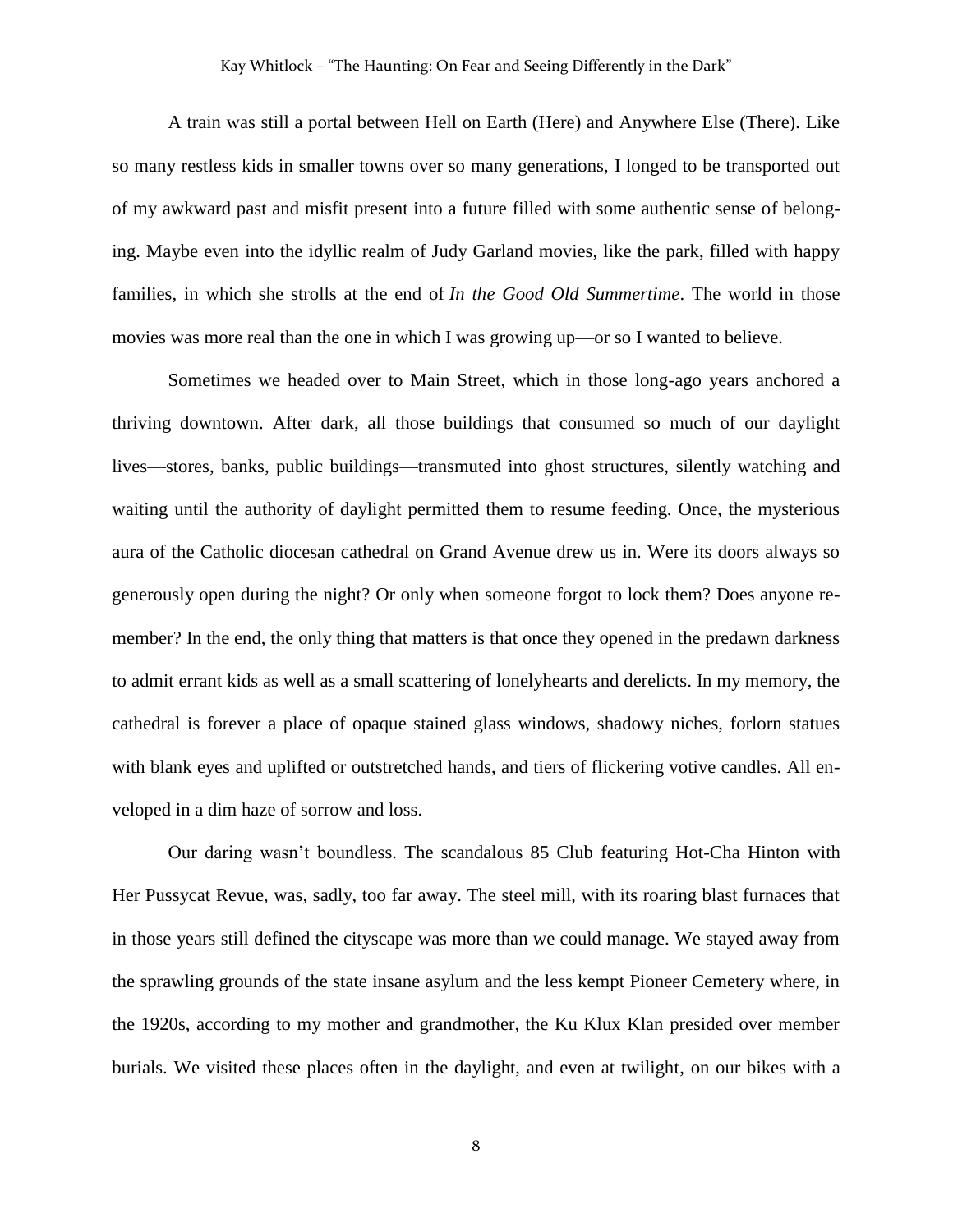A train was still a portal between Hell on Earth (Here) and Anywhere Else (There). Like so many restless kids in smaller towns over so many generations, I longed to be transported out of my awkward past and misfit present into a future filled with some authentic sense of belonging. Maybe even into the idyllic realm of Judy Garland movies, like the park, filled with happy families, in which she strolls at the end of *In the Good Old Summertime*. The world in those movies was more real than the one in which I was growing up—or so I wanted to believe.

Sometimes we headed over to Main Street, which in those long-ago years anchored a thriving downtown. After dark, all those buildings that consumed so much of our daylight lives—stores, banks, public buildings—transmuted into ghost structures, silently watching and waiting until the authority of daylight permitted them to resume feeding. Once, the mysterious aura of the Catholic diocesan cathedral on Grand Avenue drew us in. Were its doors always so generously open during the night? Or only when someone forgot to lock them? Does anyone remember? In the end, the only thing that matters is that once they opened in the predawn darkness to admit errant kids as well as a small scattering of lonelyhearts and derelicts. In my memory, the cathedral is forever a place of opaque stained glass windows, shadowy niches, forlorn statues with blank eyes and uplifted or outstretched hands, and tiers of flickering votive candles. All enveloped in a dim haze of sorrow and loss.

Our daring wasn't boundless. The scandalous 85 Club featuring Hot-Cha Hinton with Her Pussycat Revue, was, sadly, too far away. The steel mill, with its roaring blast furnaces that in those years still defined the cityscape was more than we could manage. We stayed away from the sprawling grounds of the state insane asylum and the less kempt Pioneer Cemetery where, in the 1920s, according to my mother and grandmother, the Ku Klux Klan presided over member burials. We visited these places often in the daylight, and even at twilight, on our bikes with a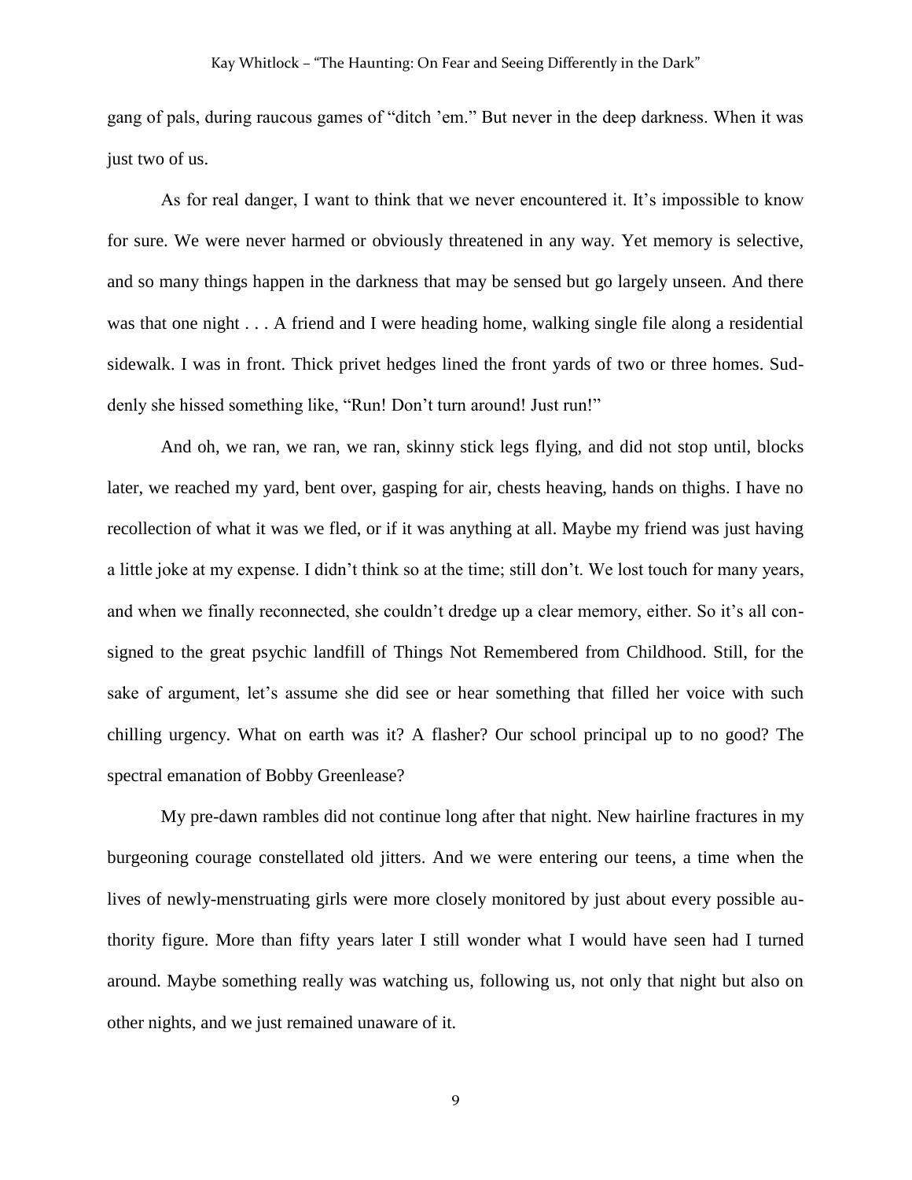gang of pals, during raucous games of "ditch 'em." But never in the deep darkness. When it was just two of us.

As for real danger, I want to think that we never encountered it. It's impossible to know for sure. We were never harmed or obviously threatened in any way. Yet memory is selective, and so many things happen in the darkness that may be sensed but go largely unseen. And there was that one night . . . A friend and I were heading home, walking single file along a residential sidewalk. I was in front. Thick privet hedges lined the front yards of two or three homes. Suddenly she hissed something like, "Run! Don't turn around! Just run!"

And oh, we ran, we ran, we ran, skinny stick legs flying, and did not stop until, blocks later, we reached my yard, bent over, gasping for air, chests heaving, hands on thighs. I have no recollection of what it was we fled, or if it was anything at all. Maybe my friend was just having a little joke at my expense. I didn't think so at the time; still don't. We lost touch for many years, and when we finally reconnected, she couldn't dredge up a clear memory, either. So it's all consigned to the great psychic landfill of Things Not Remembered from Childhood. Still, for the sake of argument, let's assume she did see or hear something that filled her voice with such chilling urgency. What on earth was it? A flasher? Our school principal up to no good? The spectral emanation of Bobby Greenlease?

My pre-dawn rambles did not continue long after that night. New hairline fractures in my burgeoning courage constellated old jitters. And we were entering our teens, a time when the lives of newly-menstruating girls were more closely monitored by just about every possible authority figure. More than fifty years later I still wonder what I would have seen had I turned around. Maybe something really was watching us, following us, not only that night but also on other nights, and we just remained unaware of it.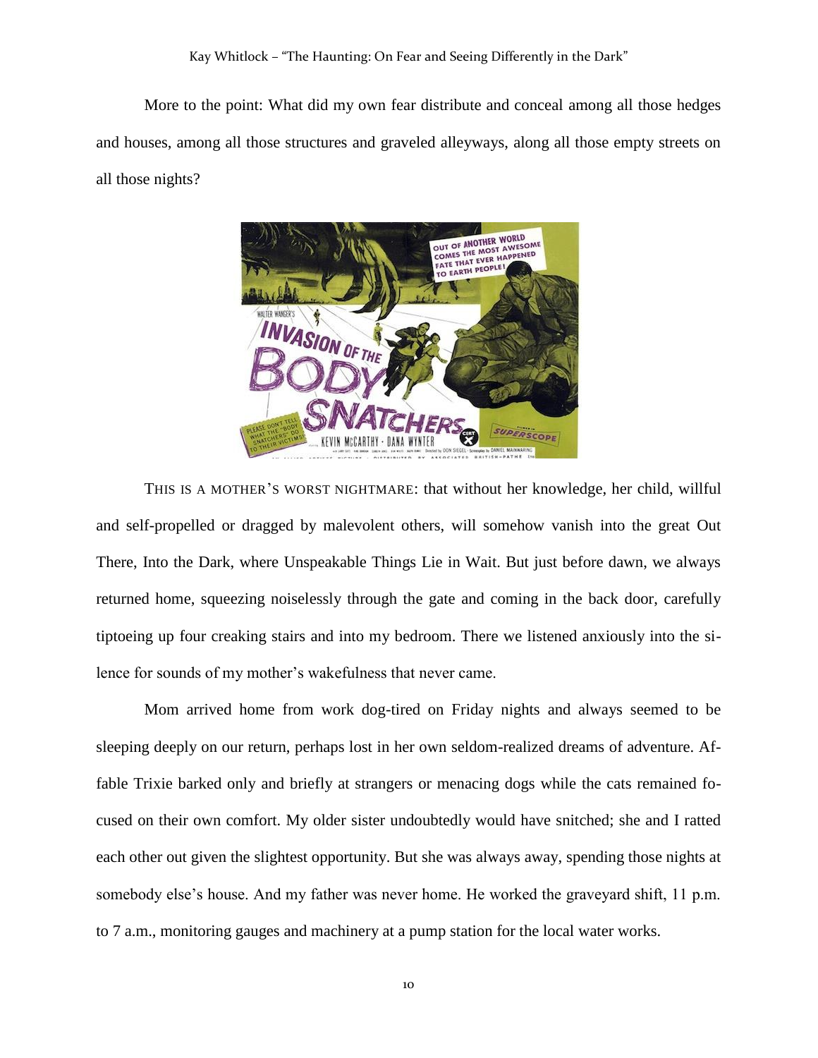More to the point: What did my own fear distribute and conceal among all those hedges and houses, among all those structures and graveled alleyways, along all those empty streets on all those nights?

THIS IS A MOTHER'S WORST NIGHTMARE: that without her knowledge, her child, willful and self-propelled or dragged by malevolent others, will somehow vanish into the great Out There, Into the Dark, where Unspeakable Things Lie in Wait. But just before dawn, we always returned home, squeezing noiselessly through the gate and coming in the back door, carefully tiptoeing up four creaking stairs and into my bedroom. There we listened anxiously into the silence for sounds of my mother's wakefulness that never came.

Mom arrived home from work dog-tired on Friday nights and always seemed to be sleeping deeply on our return, perhaps lost in her own seldom-realized dreams of adventure. Affable Trixie barked only and briefly at strangers or menacing dogs while the cats remained focused on their own comfort. My older sister undoubtedly would have snitched; she and I ratted each other out given the slightest opportunity. But she was always away, spending those nights at somebody else's house. And my father was never home. He worked the graveyard shift, 11 p.m. to 7 a.m., monitoring gauges and machinery at a pump station for the local water works.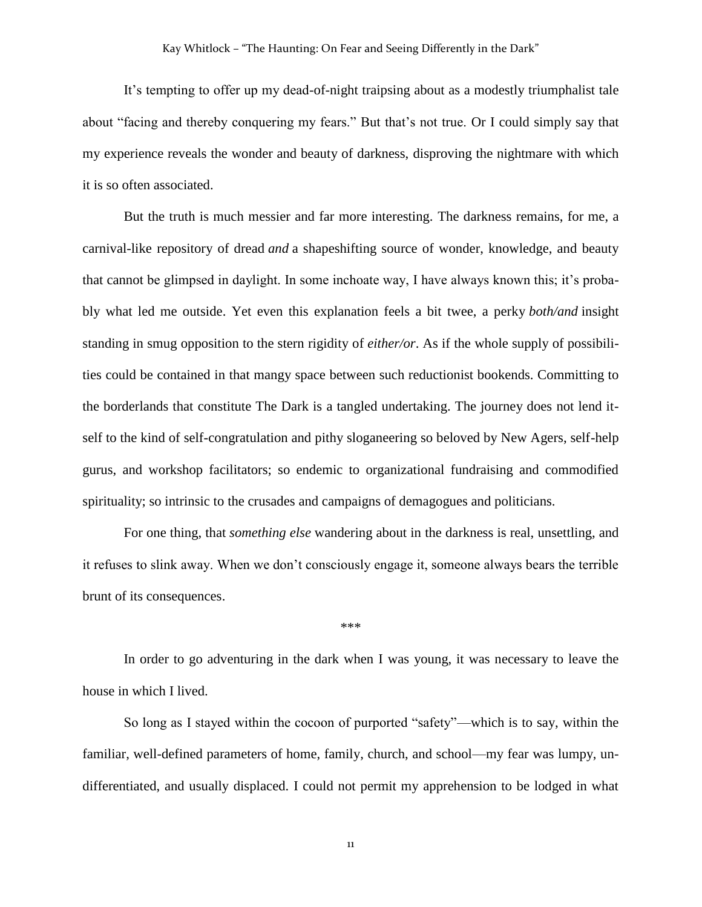It's tempting to offer up my dead-of-night traipsing about as a modestly triumphalist tale about "facing and thereby conquering my fears." But that's not true. Or I could simply say that my experience reveals the wonder and beauty of darkness, disproving the nightmare with which it is so often associated.

But the truth is much messier and far more interesting. The darkness remains, for me, a carnival-like repository of dread *and* a shapeshifting source of wonder, knowledge, and beauty that cannot be glimpsed in daylight. In some inchoate way, I have always known this; it's probably what led me outside. Yet even this explanation feels a bit twee, a perky *both/and* insight standing in smug opposition to the stern rigidity of *either/or*. As if the whole supply of possibilities could be contained in that mangy space between such reductionist bookends. Committing to the borderlands that constitute The Dark is a tangled undertaking. The journey does not lend itself to the kind of self-congratulation and pithy sloganeering so beloved by New Agers, self-help gurus, and workshop facilitators; so endemic to organizational fundraising and commodified spirituality; so intrinsic to the crusades and campaigns of demagogues and politicians.

For one thing, that *something else* wandering about in the darkness is real, unsettling, and it refuses to slink away. When we don't consciously engage it, someone always bears the terrible brunt of its consequences.

***

In order to go adventuring in the dark when I was young, it was necessary to leave the house in which I lived.

So long as I stayed within the cocoon of purported "safety"—which is to say, within the familiar, well-defined parameters of home, family, church, and school—my fear was lumpy, undifferentiated, and usually displaced. I could not permit my apprehension to be lodged in what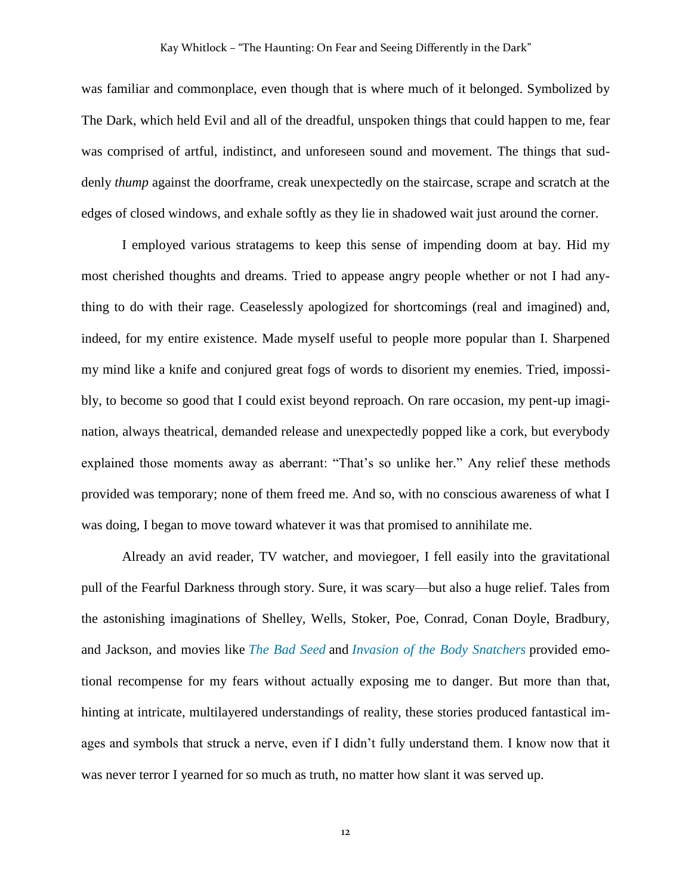was familiar and commonplace, even though that is where much of it belonged. Symbolized by The Dark, which held Evil and all of the dreadful, unspoken things that could happen to me, fear was comprised of artful, indistinct, and unforeseen sound and movement. The things that suddenly *thump* against the doorframe, creak unexpectedly on the staircase, scrape and scratch at the edges of closed windows, and exhale softly as they lie in shadowed wait just around the corner.

I employed various stratagems to keep this sense of impending doom at bay. Hid my most cherished thoughts and dreams. Tried to appease angry people whether or not I had anything to do with their rage. Ceaselessly apologized for shortcomings (real and imagined) and, indeed, for my entire existence. Made myself useful to people more popular than I. Sharpened my mind like a knife and conjured great fogs of words to disorient my enemies. Tried, impossibly, to become so good that I could exist beyond reproach. On rare occasion, my pent-up imagination, always theatrical, demanded release and unexpectedly popped like a cork, but everybody explained those moments away as aberrant: "That's so unlike her." Any relief these methods provided was temporary; none of them freed me. And so, with no conscious awareness of what I was doing, I began to move toward whatever it was that promised to annihilate me.

Already an avid reader, TV watcher, and moviegoer, I fell easily into the gravitational pull of the Fearful Darkness through story. Sure, it was scary—but also a huge relief. Tales from the astonishing imaginations of Shelley, Wells, Stoker, Poe, Conrad, Conan Doyle, Bradbury, and Jackson, and movies like *The Bad Seed* and *Invasion of the Body Snatchers* provided emotional recompense for my fears without actually exposing me to danger. But more than that, hinting at intricate, multilayered understandings of reality, these stories produced fantastical images and symbols that struck a nerve, even if I didn't fully understand them. I know now that it was never terror I yearned for so much as truth, no matter how slant it was served up.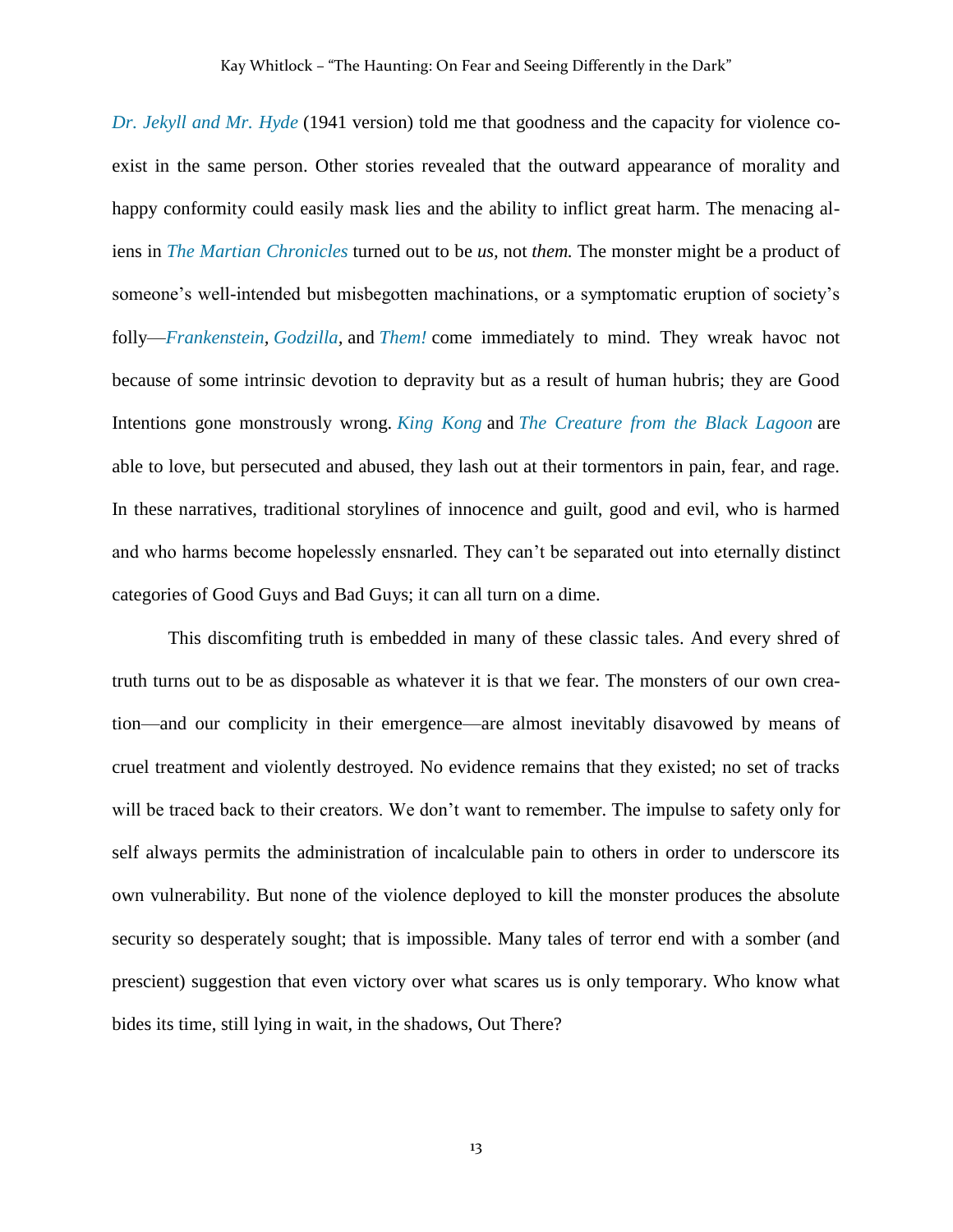*Dr. Jekyll and Mr. Hyde* (1941 version) told me that goodness and the capacity for violence co-exist in the same person. Other stories revealed that the outward appearance of morality and happy conformity could easily mask lies and the ability to inflict great harm. The menacing aliens in *The Martian Chronicles* turned out to be *us,* not *them.* The monster might be a product of someone's well-intended but misbegotten machinations, or a symptomatic eruption of society's folly—*Frankenstein*, *Godzilla*, and *Them!* come immediately to mind. They wreak havoc not because of some intrinsic devotion to depravity but as a result of human hubris; they are Good Intentions gone monstrously wrong. *King Kong* and *The Creature from the Black Lagoon* are able to love, but persecuted and abused, they lash out at their tormentors in pain, fear, and rage. In these narratives, traditional storylines of innocence and guilt, good and evil, who is harmed and who harms become hopelessly ensnarled. They can't be separated out into eternally distinct categories of Good Guys and Bad Guys; it can all turn on a dime.

This discomfiting truth is embedded in many of these classic tales. And every shred of truth turns out to be as disposable as whatever it is that we fear. The monsters of our own creation—and our complicity in their emergence—are almost inevitably disavowed by means of cruel treatment and violently destroyed. No evidence remains that they existed; no set of tracks will be traced back to their creators. We don't want to remember. The impulse to safety only for self always permits the administration of incalculable pain to others in order to underscore its own vulnerability. But none of the violence deployed to kill the monster produces the absolute security so desperately sought; that is impossible. Many tales of terror end with a somber (and prescient) suggestion that even victory over what scares us is only temporary. Who know what bides its time, still lying in wait, in the shadows, Out There?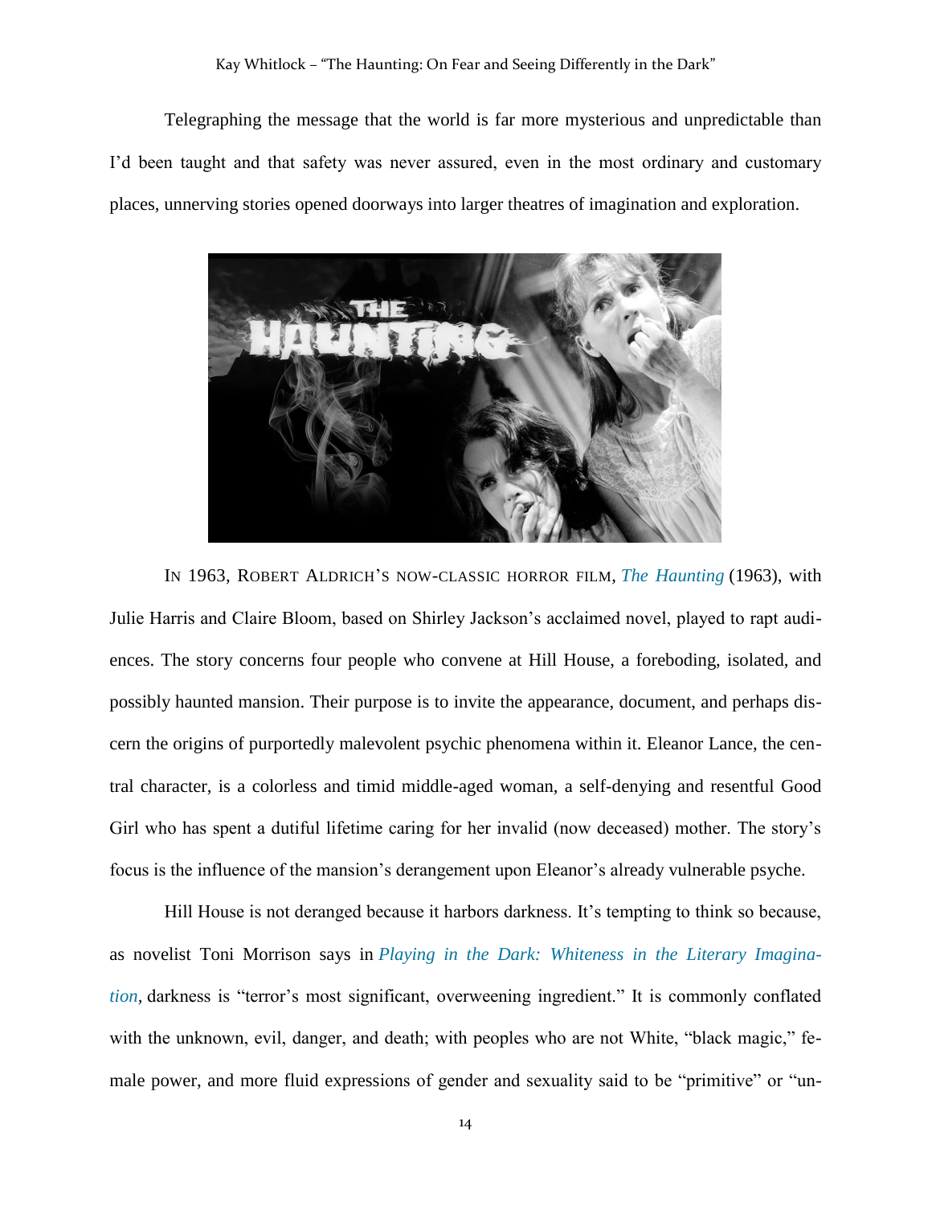Telegraphing the message that the world is far more mysterious and unpredictable than I'd been taught and that safety was never assured, even in the most ordinary and customary places, unnerving stories opened doorways into larger theatres of imagination and exploration.

IN 1963, ROBERT ALDRICH'S NOW-CLASSIC HORROR FILM, *The Haunting* (1963), with Julie Harris and Claire Bloom, based on Shirley Jackson's acclaimed novel, played to rapt audiences. The story concerns four people who convene at Hill House, a foreboding, isolated, and possibly haunted mansion. Their purpose is to invite the appearance, document, and perhaps discern the origins of purportedly malevolent psychic phenomena within it. Eleanor Lance, the central character, is a colorless and timid middle-aged woman, a self-denying and resentful Good Girl who has spent a dutiful lifetime caring for her invalid (now deceased) mother. The story's focus is the influence of the mansion's derangement upon Eleanor's already vulnerable psyche.

Hill House is not deranged because it harbors darkness. It's tempting to think so because, as novelist Toni Morrison says in *Playing in the Dark: Whiteness in the Literary Imagination*, darkness is "terror's most significant, overweening ingredient." It is commonly conflated with the unknown, evil, danger, and death; with peoples who are not White, "black magic," female power, and more fluid expressions of gender and sexuality said to be "primitive" or "un-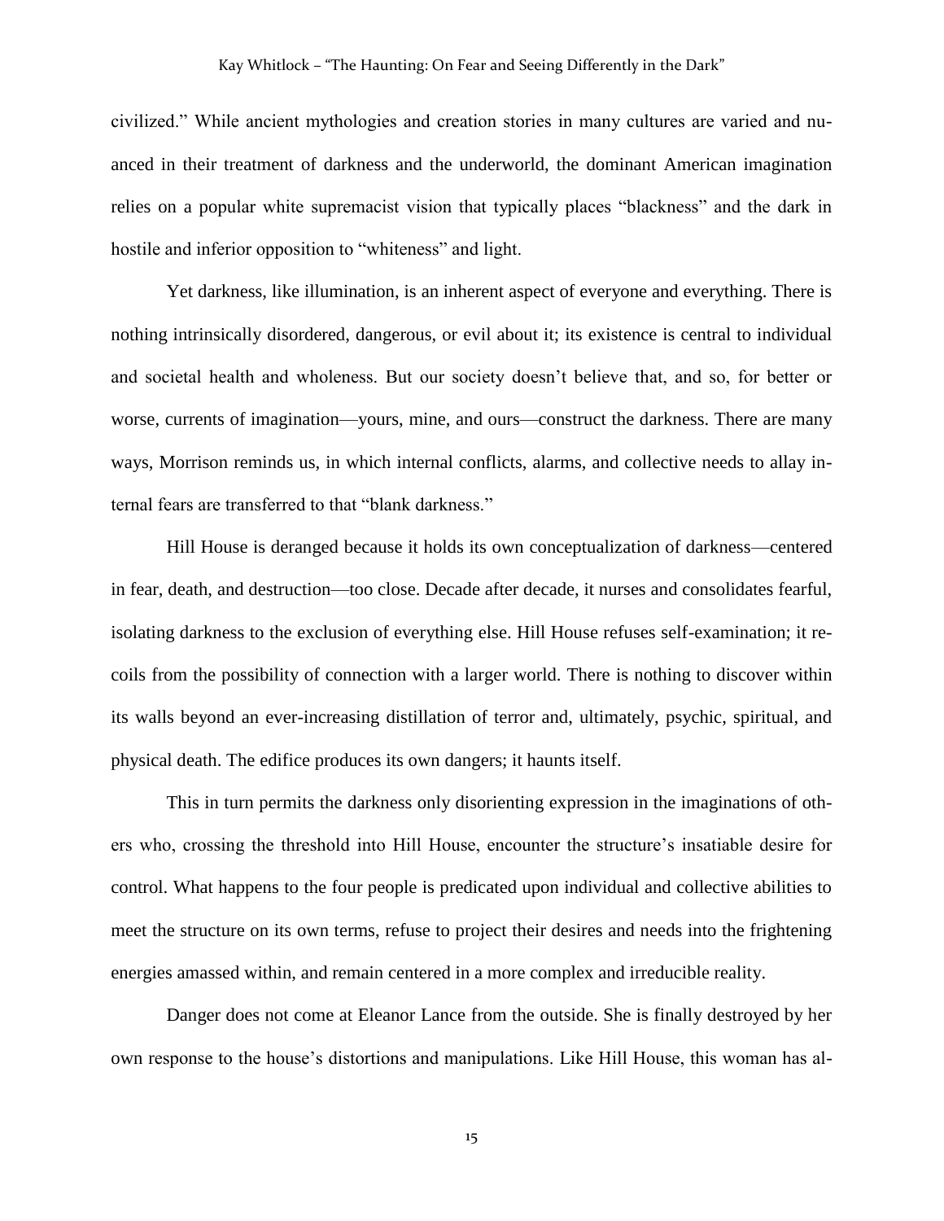civilized." While ancient mythologies and creation stories in many cultures are varied and nuanced in their treatment of darkness and the underworld, the dominant American imagination relies on a popular white supremacist vision that typically places "blackness" and the dark in hostile and inferior opposition to "whiteness" and light.

Yet darkness, like illumination, is an inherent aspect of everyone and everything. There is nothing intrinsically disordered, dangerous, or evil about it; its existence is central to individual and societal health and wholeness. But our society doesn't believe that, and so, for better or worse, currents of imagination—yours, mine, and ours—construct the darkness. There are many ways, Morrison reminds us, in which internal conflicts, alarms, and collective needs to allay internal fears are transferred to that "blank darkness."

Hill House is deranged because it holds its own conceptualization of darkness—centered in fear, death, and destruction—too close. Decade after decade, it nurses and consolidates fearful, isolating darkness to the exclusion of everything else. Hill House refuses self-examination; it recoils from the possibility of connection with a larger world. There is nothing to discover within its walls beyond an ever-increasing distillation of terror and, ultimately, psychic, spiritual, and physical death. The edifice produces its own dangers; it haunts itself.

This in turn permits the darkness only disorienting expression in the imaginations of others who, crossing the threshold into Hill House, encounter the structure's insatiable desire for control. What happens to the four people is predicated upon individual and collective abilities to meet the structure on its own terms, refuse to project their desires and needs into the frightening energies amassed within, and remain centered in a more complex and irreducible reality.

Danger does not come at Eleanor Lance from the outside. She is finally destroyed by her own response to the house's distortions and manipulations. Like Hill House, this woman has al-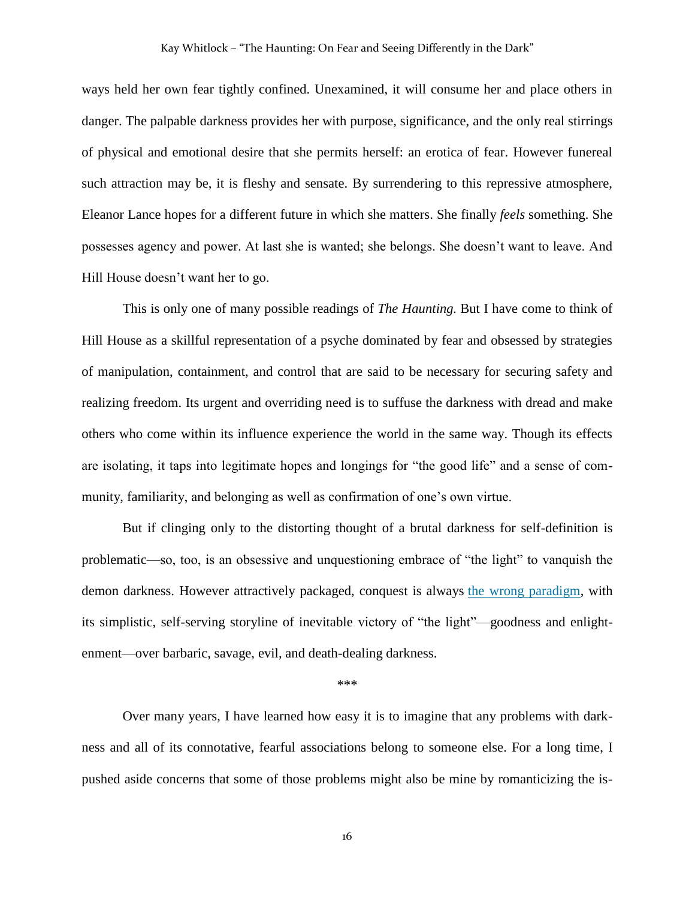ways held her own fear tightly confined. Unexamined, it will consume her and place others in danger. The palpable darkness provides her with purpose, significance, and the only real stirrings of physical and emotional desire that she permits herself: an erotica of fear. However funereal such attraction may be, it is fleshy and sensate. By surrendering to this repressive atmosphere, Eleanor Lance hopes for a different future in which she matters. She finally *feels* something. She possesses agency and power. At last she is wanted; she belongs. She doesn't want to leave. And Hill House doesn't want her to go.

This is only one of many possible readings of *The Haunting*. But I have come to think of Hill House as a skillful representation of a psyche dominated by fear and obsessed by strategies of manipulation, containment, and control that are said to be necessary for securing safety and realizing freedom. Its urgent and overriding need is to suffuse the darkness with dread and make others who come within its influence experience the world in the same way. Though its effects are isolating, it taps into legitimate hopes and longings for "the good life" and a sense of community, familiarity, and belonging as well as confirmation of one's own virtue.

But if clinging only to the distorting thought of a brutal darkness for self-definition is problematic—so, too, is an obsessive and unquestioning embrace of "the light" to vanquish the demon darkness. However attractively packaged, conquest is always the wrong paradigm, with its simplistic, self-serving storyline of inevitable victory of "the light"—goodness and enlightenment—over barbaric, savage, evil, and death-dealing darkness.

\*\*\*

Over many years, I have learned how easy it is to imagine that any problems with darkness and all of its connotative, fearful associations belong to someone else. For a long time, I pushed aside concerns that some of those problems might also be mine by romanticizing the is-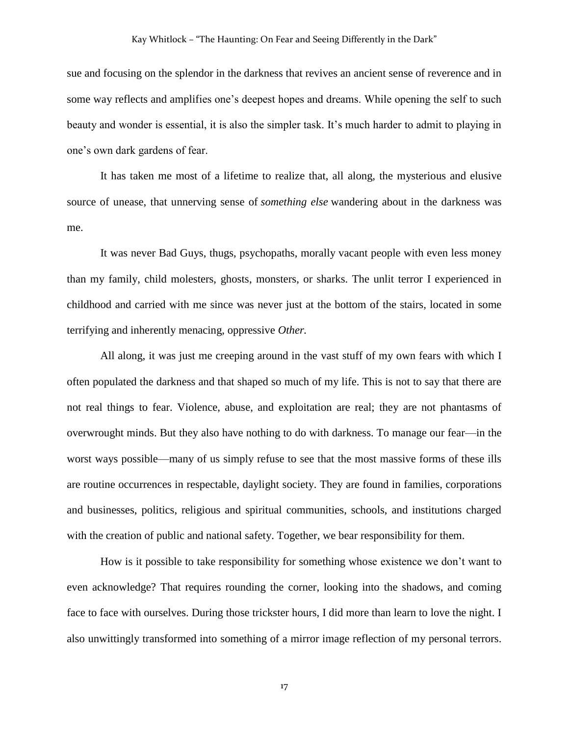sue and focusing on the splendor in the darkness that revives an ancient sense of reverence and in some way reflects and amplifies one's deepest hopes and dreams. While opening the self to such beauty and wonder is essential, it is also the simpler task. It's much harder to admit to playing in one's own dark gardens of fear.

It has taken me most of a lifetime to realize that, all along, the mysterious and elusive source of unease, that unnerving sense of *something else* wandering about in the darkness was me.

It was never Bad Guys, thugs, psychopaths, morally vacant people with even less money than my family, child molesters, ghosts, monsters, or sharks. The unlit terror I experienced in childhood and carried with me since was never just at the bottom of the stairs, located in some terrifying and inherently menacing, oppressive *Other.*

All along, it was just me creeping around in the vast stuff of my own fears with which I often populated the darkness and that shaped so much of my life. This is not to say that there are not real things to fear. Violence, abuse, and exploitation are real; they are not phantasms of overwrought minds. But they also have nothing to do with darkness. To manage our fear—in the worst ways possible—many of us simply refuse to see that the most massive forms of these ills are routine occurrences in respectable, daylight society. They are found in families, corporations and businesses, politics, religious and spiritual communities, schools, and institutions charged with the creation of public and national safety. Together, we bear responsibility for them.

How is it possible to take responsibility for something whose existence we don't want to even acknowledge? That requires rounding the corner, looking into the shadows, and coming face to face with ourselves. During those trickster hours, I did more than learn to love the night. I also unwittingly transformed into something of a mirror image reflection of my personal terrors.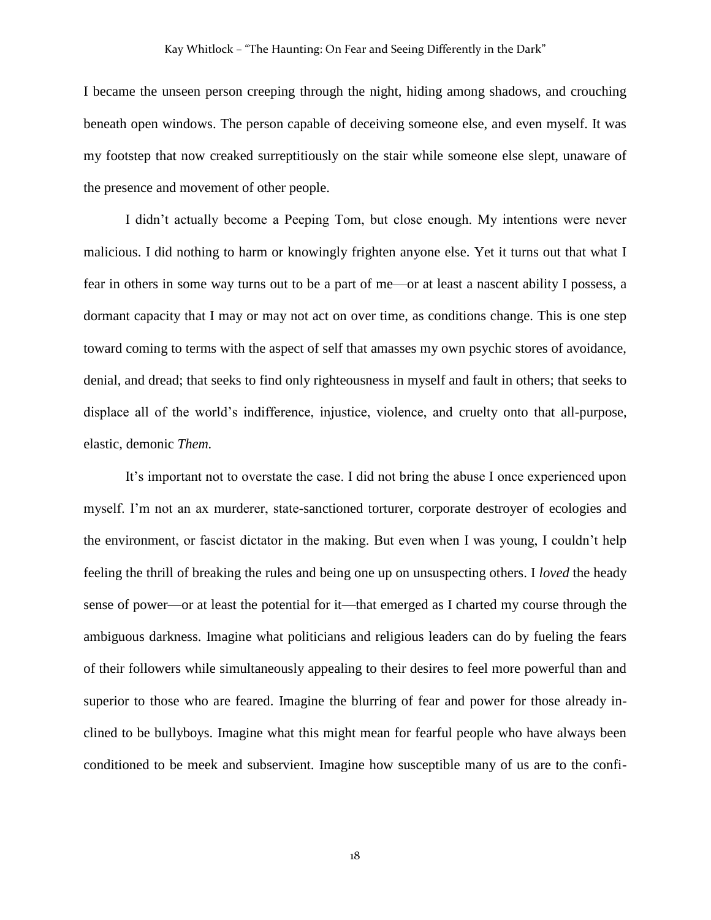I became the unseen person creeping through the night, hiding among shadows, and crouching beneath open windows. The person capable of deceiving someone else, and even myself. It was my footstep that now creaked surreptitiously on the stair while someone else slept, unaware of the presence and movement of other people.

I didn't actually become a Peeping Tom, but close enough. My intentions were never malicious. I did nothing to harm or knowingly frighten anyone else. Yet it turns out that what I fear in others in some way turns out to be a part of me—or at least a nascent ability I possess, a dormant capacity that I may or may not act on over time, as conditions change. This is one step toward coming to terms with the aspect of self that amasses my own psychic stores of avoidance, denial, and dread; that seeks to find only righteousness in myself and fault in others; that seeks to displace all of the world's indifference, injustice, violence, and cruelty onto that all-purpose, elastic, demonic *Them.*

It's important not to overstate the case. I did not bring the abuse I once experienced upon myself. I'm not an ax murderer, state-sanctioned torturer, corporate destroyer of ecologies and the environment, or fascist dictator in the making. But even when I was young, I couldn't help feeling the thrill of breaking the rules and being one up on unsuspecting others. I *loved* the heady sense of power—or at least the potential for it—that emerged as I charted my course through the ambiguous darkness. Imagine what politicians and religious leaders can do by fueling the fears of their followers while simultaneously appealing to their desires to feel more powerful than and superior to those who are feared. Imagine the blurring of fear and power for those already in-clined to be bullyboys. Imagine what this might mean for fearful people who have always been conditioned to be meek and subservient. Imagine how susceptible many of us are to the confi-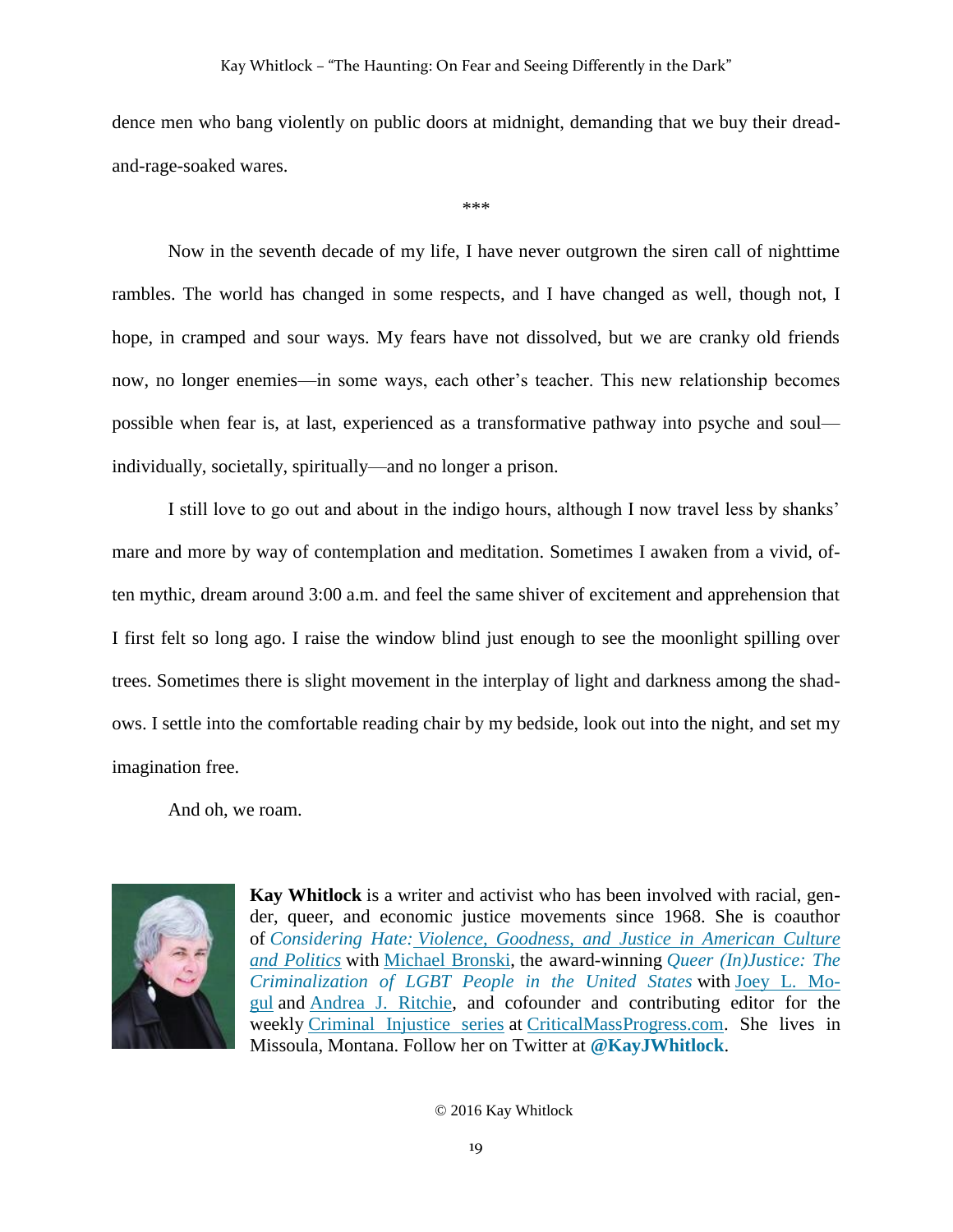dence men who bang violently on public doors at midnight, demanding that we buy their dread-and-rage-soaked wares.

***

Now in the seventh decade of my life, I have never outgrown the siren call of nighttime rambles. The world has changed in some respects, and I have changed as well, though not, I hope, in cramped and sour ways. My fears have not dissolved, but we are cranky old friends now, no longer enemies—in some ways, each other's teacher. This new relationship becomes possible when fear is, at last, experienced as a transformative pathway into psyche and soul—individually, societally, spiritually—and no longer a prison.

I still love to go out and about in the indigo hours, although I now travel less by shanks' mare and more by way of contemplation and meditation. Sometimes I awaken from a vivid, often mythic, dream around 3:00 a.m. and feel the same shiver of excitement and apprehension that I first felt so long ago. I raise the window blind just enough to see the moonlight spilling over trees. Sometimes there is slight movement in the interplay of light and darkness among the shadows. I settle into the comfortable reading chair by my bedside, look out into the night, and set my imagination free.

And oh, we roam.

**Kay Whitlock** is a writer and activist who has been involved with racial, gender, queer, and economic justice movements since 1968. She is coauthor of *Considering Hate: Violence, Goodness, and Justice in American Culture and Politics* with Michael Bronski, the award-winning *Queer (In)Justice: The Criminalization of LGBT People in the United States* with Joey L. Mogul and Andrea J. Ritchie, and cofounder and contributing editor for the weekly Criminal Injustice series at CriticalMassProgress.com. She lives in Missoula, Montana. Follow her on Twitter at **@KayJWhitlock**.

© 2016 Kay Whitlock